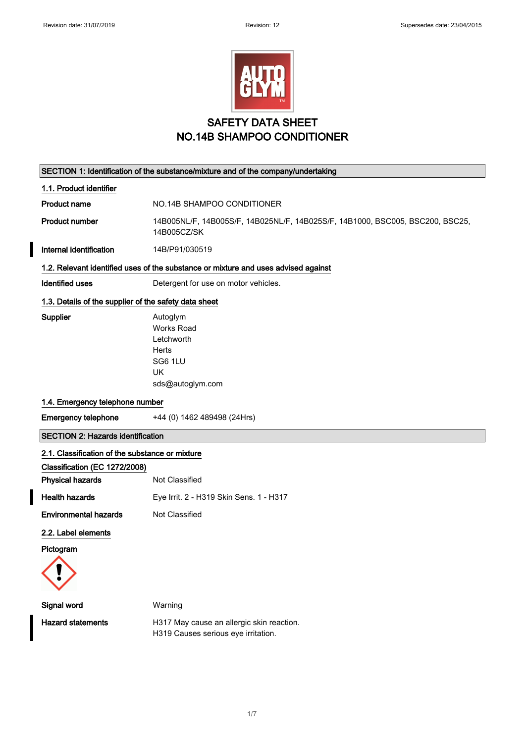Revision date: 31/07/2019 Revision: 12 Supersedes date: 23/04/2015

# SAFETY DATA SHEET
# NO.14B SHAMPOO CONDITIONER

## SECTION 1: Identification of the substance/mixture and of the company/undertaking

### 1.1. Product identifier

**Product name** NO.14B SHAMPOO CONDITIONER

**Product number** 14B005NL/F, 14B005S/F, 14B025NL/F, 14B025S/F, 14B1000, BSC005, BSC200, BSC25, 14B005CZ/SK

**Internal identification** 14B/P91/030519

### 1.2. Relevant identified uses of the substance or mixture and uses advised against

**Identified uses** Detergent for use on motor vehicles.

### 1.3. Details of the supplier of the safety data sheet

**Supplier**
Autoglym
Works Road
Letchworth
Herts
SG6 1LU
UK
sds@autoglym.com

### 1.4. Emergency telephone number

**Emergency telephone** +44 (0) 1462 489498 (24Hrs)

## SECTION 2: Hazards identification

### 2.1. Classification of the substance or mixture

**Classification (EC 1272/2008)**

**Physical hazards** Not Classified

**Health hazards** Eye Irrit. 2 - H319 Skin Sens. 1 - H317

**Environmental hazards** Not Classified

### 2.2. Label elements

**Pictogram**

**Signal word** Warning

**Hazard statements**
H317 May cause an allergic skin reaction.
H319 Causes serious eye irritation.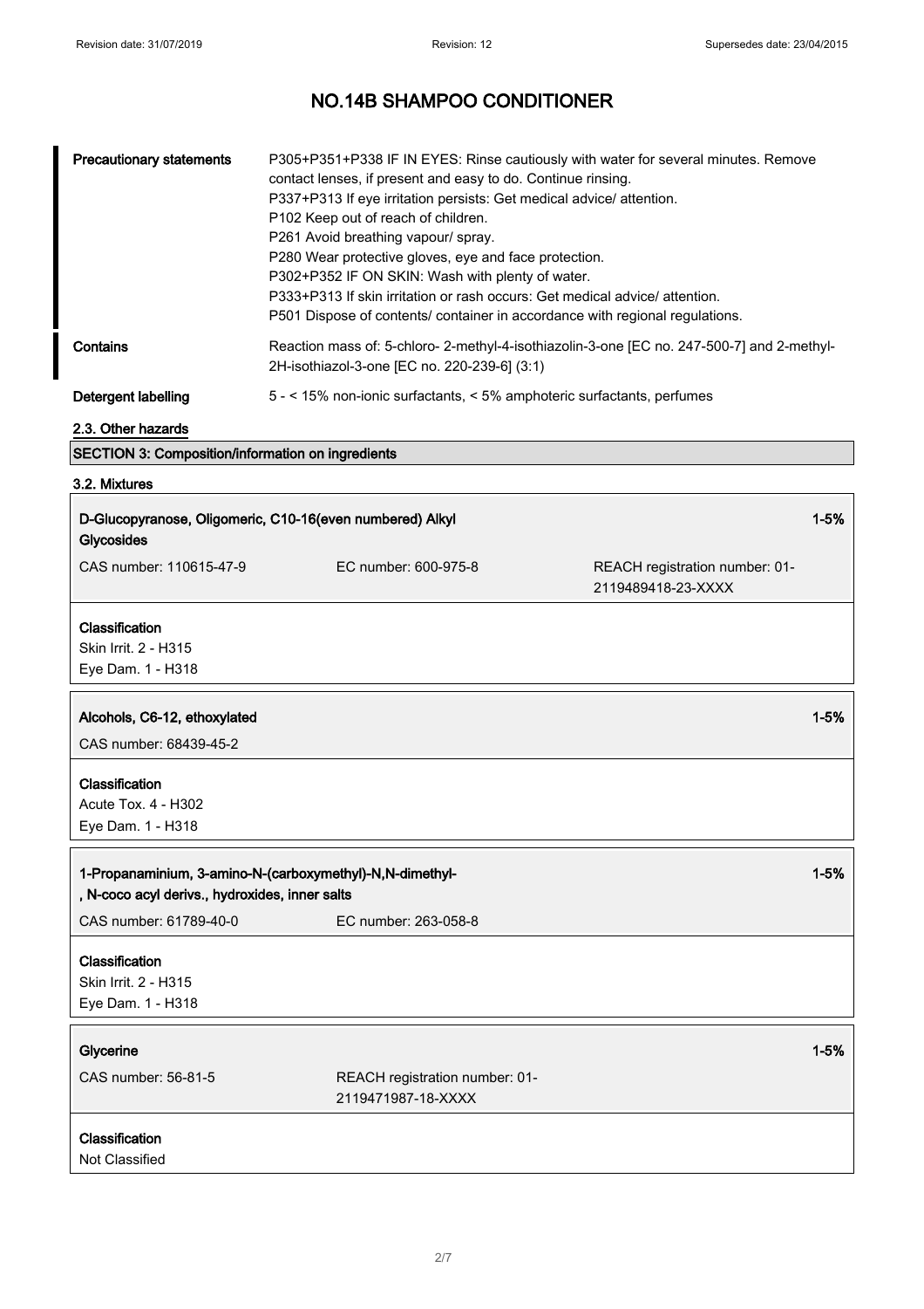# NO.14B SHAMPOO CONDITIONER

| | |
|---|---|
| **Precautionary statements** | P305+P351+P338 IF IN EYES: Rinse cautiously with water for several minutes. Remove contact lenses, if present and easy to do. Continue rinsing.<br>P337+P313 If eye irritation persists: Get medical advice/ attention.<br>P102 Keep out of reach of children.<br>P261 Avoid breathing vapour/ spray.<br>P280 Wear protective gloves, eye and face protection.<br>P302+P352 IF ON SKIN: Wash with plenty of water.<br>P333+P313 If skin irritation or rash occurs: Get medical advice/ attention.<br>P501 Dispose of contents/ container in accordance with regional regulations. |
| **Contains** | Reaction mass of: 5-chloro- 2-methyl-4-isothiazolin-3-one [EC no. 247-500-7] and 2-methyl-2H-isothiazol-3-one [EC no. 220-239-6] (3:1) |
| **Detergent labelling** | 5 - < 15% non-ionic surfactants, < 5% amphoteric surfactants, perfumes |

### 2.3. Other hazards

## SECTION 3: Composition/information on ingredients

### 3.2. Mixtures

| **D-Glucopyranose, Oligomeric, C10-16(even numbered) Alkyl Glycosides** | | **1-5%** |
|---|---|---|
| CAS number: 110615-47-9 | EC number: 600-975-8 | REACH registration number: 01-2119489418-23-XXXX |

**Classification**
Skin Irrit. 2 - H315
Eye Dam. 1 - H318

| **Alcohols, C6-12, ethoxylated** | **1-5%** |
|---|---|
| CAS number: 68439-45-2 | |

**Classification**
Acute Tox. 4 - H302
Eye Dam. 1 - H318

| **1-Propanaminium, 3-amino-N-(carboxymethyl)-N,N-dimethyl-, N-coco acyl derivs., hydroxides, inner salts** | | **1-5%** |
|---|---|---|
| CAS number: 61789-40-0 | EC number: 263-058-8 | |

**Classification**
Skin Irrit. 2 - H315
Eye Dam. 1 - H318

| **Glycerine** | | **1-5%** |
|---|---|---|
| CAS number: 56-81-5 | REACH registration number: 01-2119471987-18-XXXX | |

**Classification**
Not Classified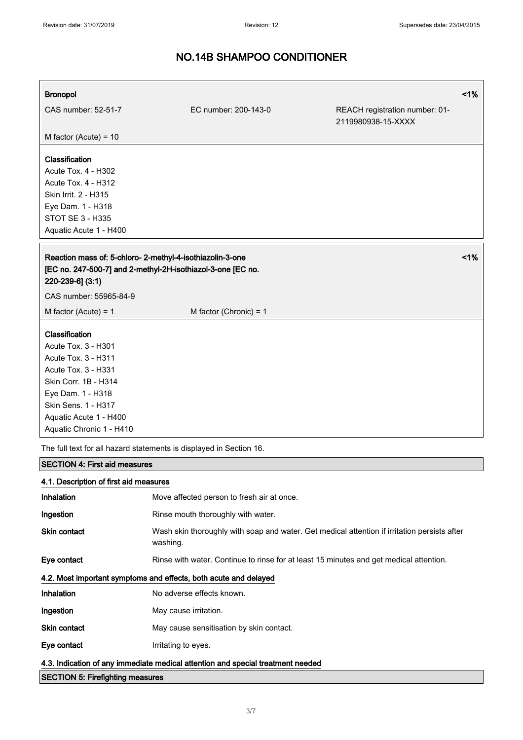**Bronopol** <1%

CAS number: 52-51-7 | EC number: 200-143-0 | REACH registration number: 01-2119980938-15-XXXX

M factor (Acute) = 10

**Classification**
Acute Tox. 4 - H302
Acute Tox. 4 - H312
Skin Irrit. 2 - H315
Eye Dam. 1 - H318
STOT SE 3 - H335
Aquatic Acute 1 - H400

**Reaction mass of: 5-chloro- 2-methyl-4-isothiazolin-3-one [EC no. 247-500-7] and 2-methyl-2H-isothiazol-3-one [EC no. 220-239-6] (3:1)** <1%

CAS number: 55965-84-9

M factor (Acute) = 1 | M factor (Chronic) = 1

**Classification**
Acute Tox. 3 - H301
Acute Tox. 3 - H311
Acute Tox. 3 - H331
Skin Corr. 1B - H314
Eye Dam. 1 - H318
Skin Sens. 1 - H317
Aquatic Acute 1 - H400
Aquatic Chronic 1 - H410

The full text for all hazard statements is displayed in Section 16.

## SECTION 4: First aid measures

### 4.1. Description of first aid measures

| | |
|---|---|
| **Inhalation** | Move affected person to fresh air at once. |
| **Ingestion** | Rinse mouth thoroughly with water. |
| **Skin contact** | Wash skin thoroughly with soap and water. Get medical attention if irritation persists after washing. |
| **Eye contact** | Rinse with water. Continue to rinse for at least 15 minutes and get medical attention. |

### 4.2. Most important symptoms and effects, both acute and delayed

| | |
|---|---|
| **Inhalation** | No adverse effects known. |
| **Ingestion** | May cause irritation. |
| **Skin contact** | May cause sensitisation by skin contact. |
| **Eye contact** | Irritating to eyes. |

### 4.3. Indication of any immediate medical attention and special treatment needed

## SECTION 5: Firefighting measures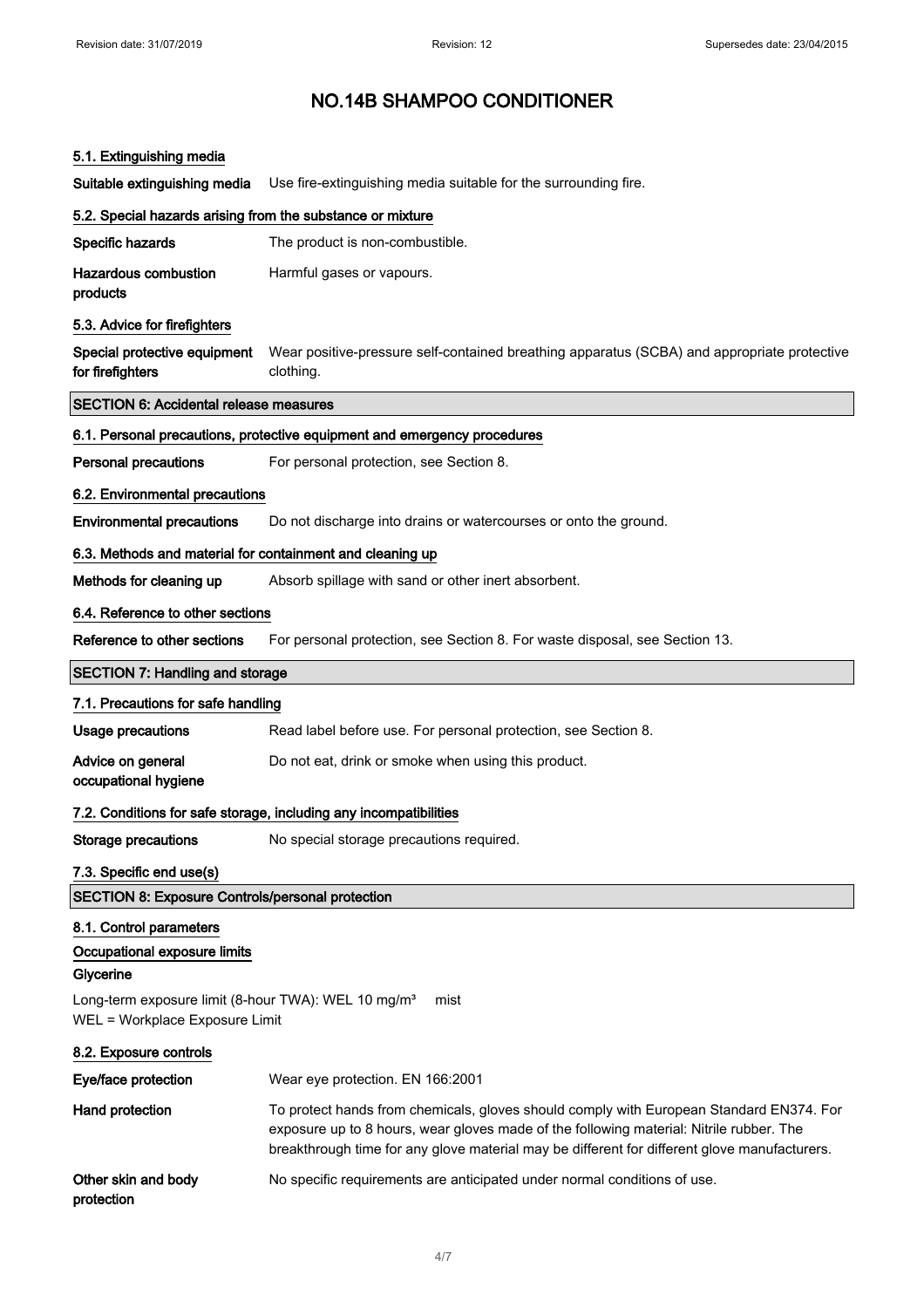# NO.14B SHAMPOO CONDITIONER

### 5.1. Extinguishing media

**Suitable extinguishing media** Use fire-extinguishing media suitable for the surrounding fire.

### 5.2. Special hazards arising from the substance or mixture

**Specific hazards** The product is non-combustible.

**Hazardous combustion products** Harmful gases or vapours.

### 5.3. Advice for firefighters

**Special protective equipment for firefighters** Wear positive-pressure self-contained breathing apparatus (SCBA) and appropriate protective clothing.

## SECTION 6: Accidental release measures

### 6.1. Personal precautions, protective equipment and emergency procedures

**Personal precautions** For personal protection, see Section 8.

### 6.2. Environmental precautions

**Environmental precautions** Do not discharge into drains or watercourses or onto the ground.

### 6.3. Methods and material for containment and cleaning up

**Methods for cleaning up** Absorb spillage with sand or other inert absorbent.

### 6.4. Reference to other sections

**Reference to other sections** For personal protection, see Section 8. For waste disposal, see Section 13.

## SECTION 7: Handling and storage

### 7.1. Precautions for safe handling

**Usage precautions** Read label before use. For personal protection, see Section 8.

**Advice on general occupational hygiene** Do not eat, drink or smoke when using this product.

### 7.2. Conditions for safe storage, including any incompatibilities

**Storage precautions** No special storage precautions required.

### 7.3. Specific end use(s)

## SECTION 8: Exposure Controls/personal protection

### 8.1. Control parameters

**Occupational exposure limits**

**Glycerine**

Long-term exposure limit (8-hour TWA): WEL 10 mg/m³ mist
WEL = Workplace Exposure Limit

### 8.2. Exposure controls

**Eye/face protection** Wear eye protection. EN 166:2001

**Hand protection** To protect hands from chemicals, gloves should comply with European Standard EN374. For exposure up to 8 hours, wear gloves made of the following material: Nitrile rubber. The breakthrough time for any glove material may be different for different glove manufacturers.

**Other skin and body protection** No specific requirements are anticipated under normal conditions of use.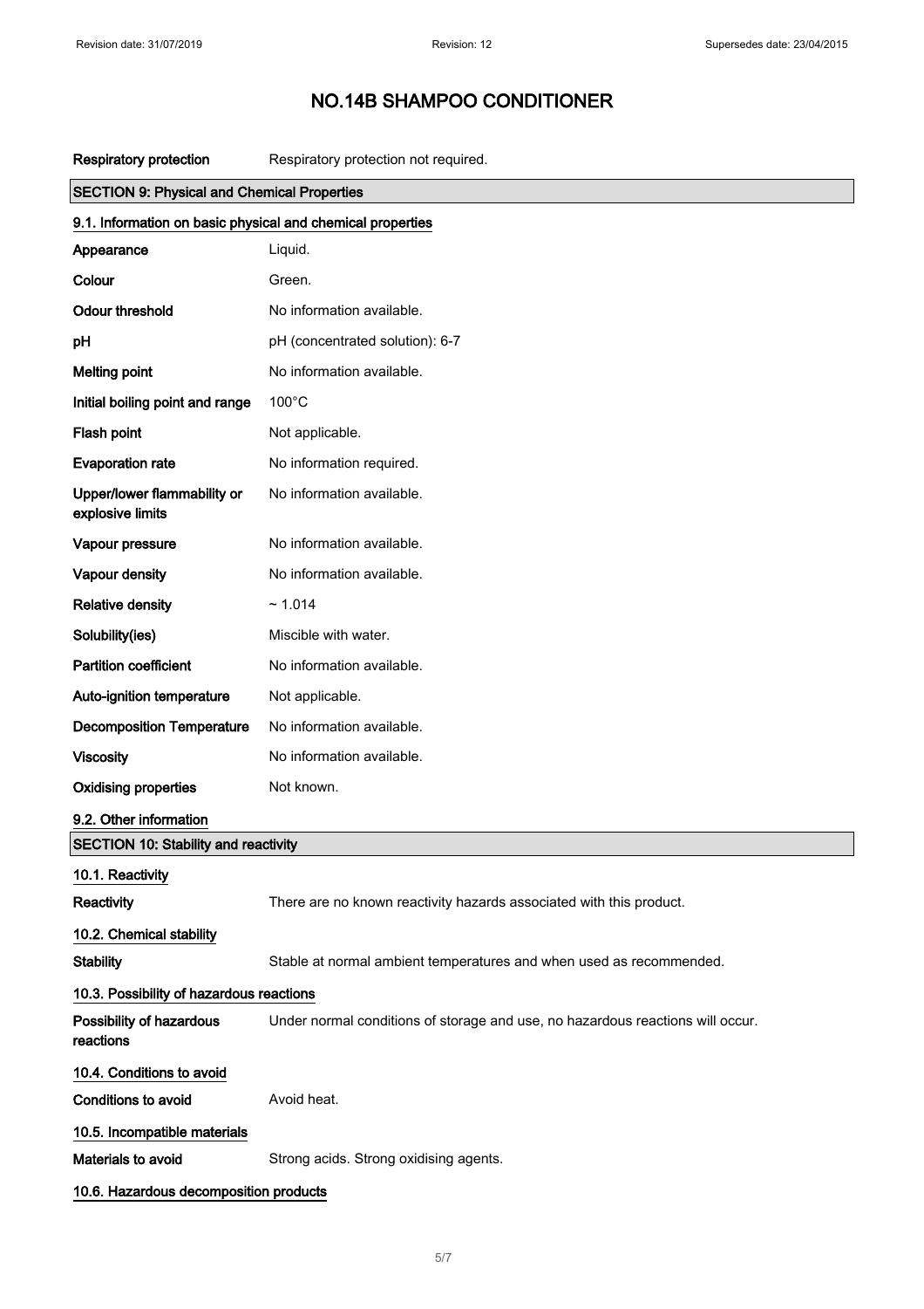# NO.14B SHAMPOO CONDITIONER

| | |
|---|---|
| **Respiratory protection** | Respiratory protection not required. |

## SECTION 9: Physical and Chemical Properties

### 9.1. Information on basic physical and chemical properties

| | |
|---|---|
| **Appearance** | Liquid. |
| **Colour** | Green. |
| **Odour threshold** | No information available. |
| **pH** | pH (concentrated solution): 6-7 |
| **Melting point** | No information available. |
| **Initial boiling point and range** | 100°C |
| **Flash point** | Not applicable. |
| **Evaporation rate** | No information required. |
| **Upper/lower flammability or explosive limits** | No information available. |
| **Vapour pressure** | No information available. |
| **Vapour density** | No information available. |
| **Relative density** | ~ 1.014 |
| **Solubility(ies)** | Miscible with water. |
| **Partition coefficient** | No information available. |
| **Auto-ignition temperature** | Not applicable. |
| **Decomposition Temperature** | No information available. |
| **Viscosity** | No information available. |
| **Oxidising properties** | Not known. |

### 9.2. Other information

## SECTION 10: Stability and reactivity

### 10.1. Reactivity

**Reactivity** There are no known reactivity hazards associated with this product.

### 10.2. Chemical stability

**Stability** Stable at normal ambient temperatures and when used as recommended.

### 10.3. Possibility of hazardous reactions

**Possibility of hazardous reactions** Under normal conditions of storage and use, no hazardous reactions will occur.

### 10.4. Conditions to avoid

**Conditions to avoid** Avoid heat.

### 10.5. Incompatible materials

**Materials to avoid** Strong acids. Strong oxidising agents.

### 10.6. Hazardous decomposition products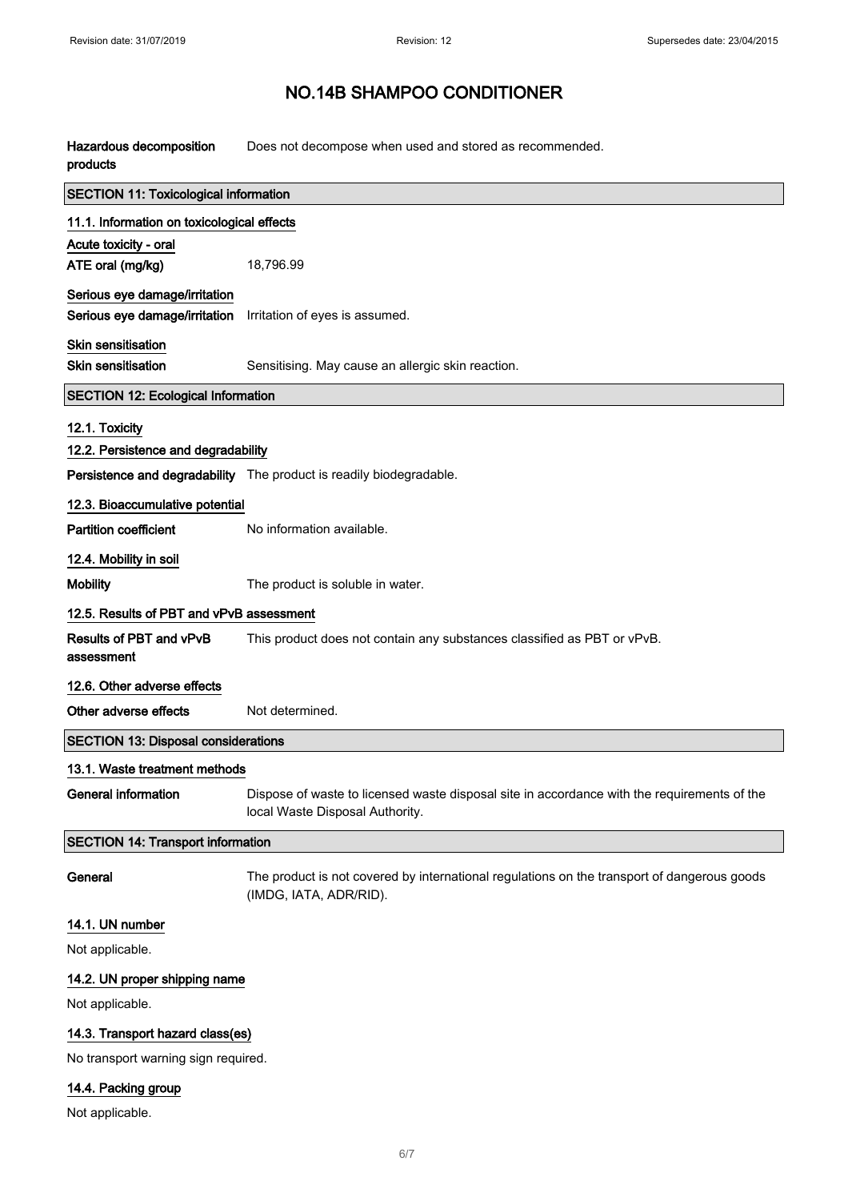| Hazardous decomposition products | Does not decompose when used and stored as recommended. |
|---|---|

## SECTION 11: Toxicological information

### 11.1. Information on toxicological effects

**Acute toxicity - oral**

| | |
|---|---|
| **ATE oral (mg/kg)** | 18,796.99 |

**Serious eye damage/irritation**

| | |
|---|---|
| **Serious eye damage/irritation** | Irritation of eyes is assumed. |

**Skin sensitisation**

| | |
|---|---|
| **Skin sensitisation** | Sensitising. May cause an allergic skin reaction. |

## SECTION 12: Ecological Information

### 12.1. Toxicity

### 12.2. Persistence and degradability

| | |
|---|---|
| **Persistence and degradability** | The product is readily biodegradable. |

### 12.3. Bioaccumulative potential

| | |
|---|---|
| **Partition coefficient** | No information available. |

### 12.4. Mobility in soil

| | |
|---|---|
| **Mobility** | The product is soluble in water. |

### 12.5. Results of PBT and vPvB assessment

| | |
|---|---|
| **Results of PBT and vPvB assessment** | This product does not contain any substances classified as PBT or vPvB. |

### 12.6. Other adverse effects

| | |
|---|---|
| **Other adverse effects** | Not determined. |

## SECTION 13: Disposal considerations

### 13.1. Waste treatment methods

| | |
|---|---|
| **General information** | Dispose of waste to licensed waste disposal site in accordance with the requirements of the local Waste Disposal Authority. |

## SECTION 14: Transport information

| | |
|---|---|
| **General** | The product is not covered by international regulations on the transport of dangerous goods (IMDG, IATA, ADR/RID). |

### 14.1. UN number

Not applicable.

### 14.2. UN proper shipping name

Not applicable.

### 14.3. Transport hazard class(es)

No transport warning sign required.

### 14.4. Packing group

Not applicable.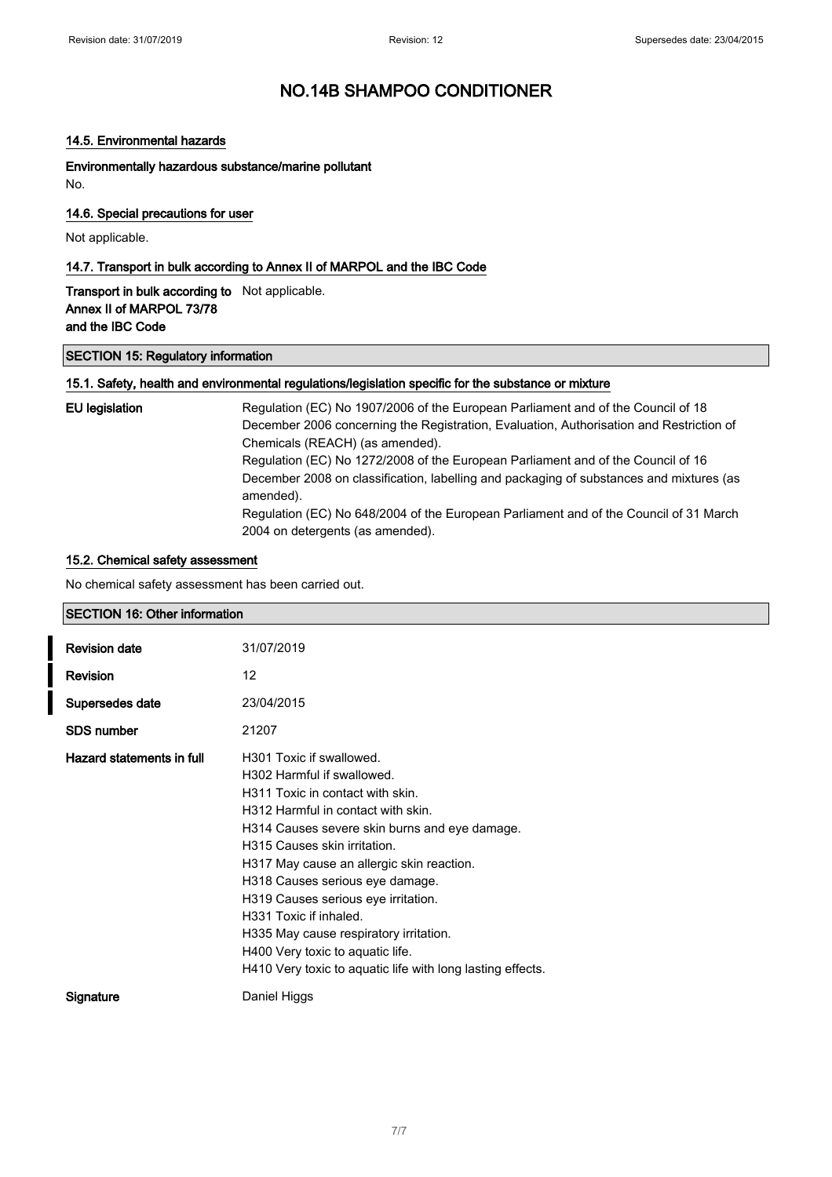# NO.14B SHAMPOO CONDITIONER

### 14.5. Environmental hazards

**Environmentally hazardous substance/marine pollutant**

No.

### 14.6. Special precautions for user

Not applicable.

### 14.7. Transport in bulk according to Annex II of MARPOL and the IBC Code

| | |
|---|---|
| **Transport in bulk according to Annex II of MARPOL 73/78 and the IBC Code** | Not applicable. |

## SECTION 15: Regulatory information

### 15.1. Safety, health and environmental regulations/legislation specific for the substance or mixture

| | |
|---|---|
| **EU legislation** | Regulation (EC) No 1907/2006 of the European Parliament and of the Council of 18 December 2006 concerning the Registration, Evaluation, Authorisation and Restriction of Chemicals (REACH) (as amended).<br>Regulation (EC) No 1272/2008 of the European Parliament and of the Council of 16 December 2008 on classification, labelling and packaging of substances and mixtures (as amended).<br>Regulation (EC) No 648/2004 of the European Parliament and of the Council of 31 March 2004 on detergents (as amended). |

### 15.2. Chemical safety assessment

No chemical safety assessment has been carried out.

## SECTION 16: Other information

| | |
|---|---|
| **Revision date** | 31/07/2019 |
| **Revision** | 12 |
| **Supersedes date** | 23/04/2015 |
| **SDS number** | 21207 |
| **Hazard statements in full** | H301 Toxic if swallowed.<br>H302 Harmful if swallowed.<br>H311 Toxic in contact with skin.<br>H312 Harmful in contact with skin.<br>H314 Causes severe skin burns and eye damage.<br>H315 Causes skin irritation.<br>H317 May cause an allergic skin reaction.<br>H318 Causes serious eye damage.<br>H319 Causes serious eye irritation.<br>H331 Toxic if inhaled.<br>H335 May cause respiratory irritation.<br>H400 Very toxic to aquatic life.<br>H410 Very toxic to aquatic life with long lasting effects. |
| **Signature** | Daniel Higgs |